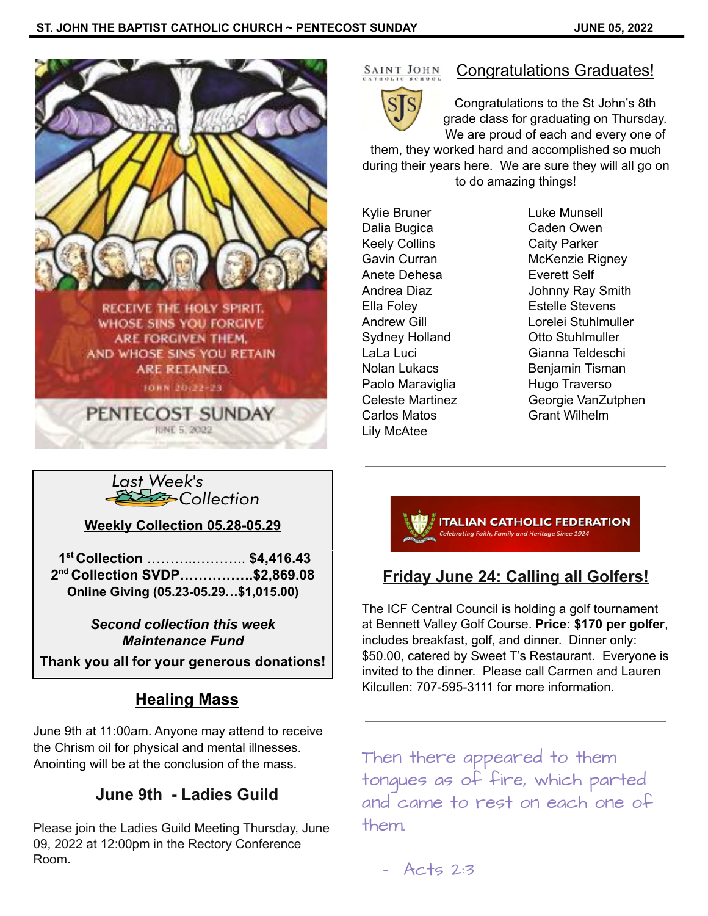RECEIVE THE HOLY SPIRIT. WHOSE SINS YOU FORGIVE ARE FORGIVEN THEM, AND WHOSE SINS YOU RETAIN ARE RETAINED.

JOHN 20:22-23

PENTECOST SUNDAY

JUNE 5, 2022

## Last Week's Collection

**Weekly Collection 05.28-05.29**

**1st Collection ………..……….. $4,416.43**
**2nd Collection SVDP…………….$2,869.08**
**Online Giving (05.23-05.29…$1,015.00)**

***Second collection this week***
***Maintenance Fund***

**Thank you all for your generous donations!**

## Healing Mass

June 9th at 11:00am. Anyone may attend to receive the Chrism oil for physical and mental illnesses. Anointing will be at the conclusion of the mass.

## June 9th - Ladies Guild

Please join the Ladies Guild Meeting Thursday, June 09, 2022 at 12:00pm in the Rectory Conference Room.

SAINT JOHN CATHOLIC SCHOOL

## Congratulations Graduates!

Congratulations to the St John's 8th grade class for graduating on Thursday. We are proud of each and every one of them, they worked hard and accomplished so much during their years here. We are sure they will all go on to do amazing things!

Kylie Bruner
Dalia Bugica
Keely Collins
Gavin Curran
Anete Dehesa
Andrea Diaz
Ella Foley
Andrew Gill
Sydney Holland
LaLa Luci
Nolan Lukacs
Paolo Maraviglia
Celeste Martinez
Carlos Matos
Lily McAtee
Luke Munsell
Caden Owen
Caity Parker
McKenzie Rigney
Everett Self
Johnny Ray Smith
Estelle Stevens
Lorelei Stuhlmuller
Otto Stuhlmuller
Gianna Teldeschi
Benjamin Tisman
Hugo Traverso
Georgie VanZutphen
Grant Wilhelm

---

ITALIAN CATHOLIC FEDERATION
*Celebrating Faith, Family and Heritage Since 1924*

## Friday June 24: Calling all Golfers!

The ICF Central Council is holding a golf tournament at Bennett Valley Golf Course. **Price: $170 per golfer**, includes breakfast, golf, and dinner. Dinner only: $50.00, catered by Sweet T's Restaurant. Everyone is invited to the dinner. Please call Carmen and Lauren Kilcullen: 707-595-3111 for more information.

---

Then there appeared to them tongues as of fire, which parted and came to rest on each one of them.

\- Acts 2:3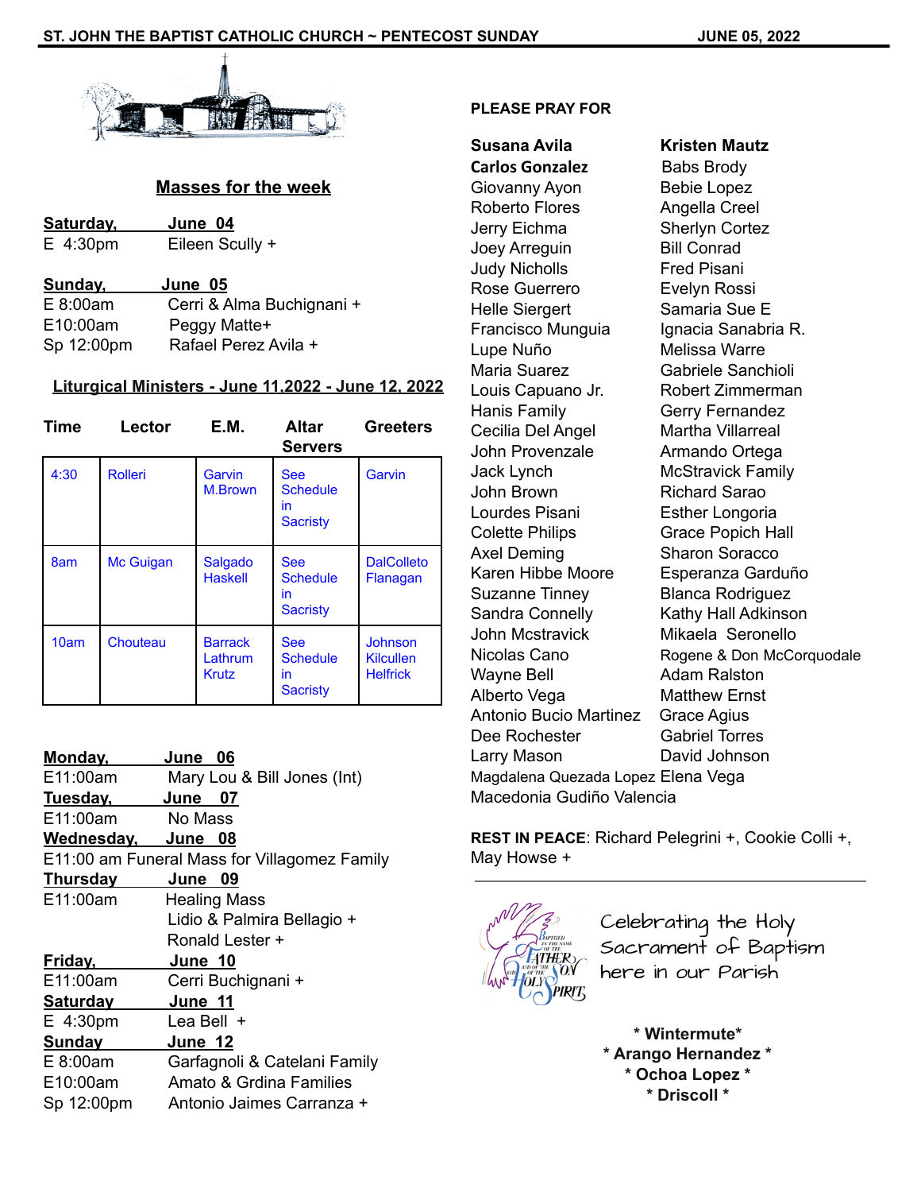## Masses for the week

**Saturday, June 04**
E 4:30pm — Eileen Scully +

**Sunday, June 05**
E 8:00am — Cerri & Alma Buchignani +
E10:00am — Peggy Matte+
Sp 12:00pm — Rafael Perez Avila +

### Liturgical Ministers - June 11,2022 - June 12, 2022

| Time | Lector | E.M. | Altar Servers | Greeters |
|---|---|---|---|---|
| 4:30 | Rolleri | Garvin M.Brown | See Schedule in Sacristy | Garvin |
| 8am | Mc Guigan | Salgado Haskell | See Schedule in Sacristy | DalColleto Flanagan |
| 10am | Chouteau | Barrack Lathrum Krutz | See Schedule in Sacristy | Johnson Kilcullen Helfrick |

**Monday, June 06**
E11:00am — Mary Lou & Bill Jones (Int)

**Tuesday, June 07**
E11:00am — No Mass

**Wednesday, June 08**
E11:00 am Funeral Mass for Villagomez Family

**Thursday June 09**
E11:00am — Healing Mass
Lidio & Palmira Bellagio +
Ronald Lester +

**Friday, June 10**
E11:00am — Cerri Buchignani +

**Saturday June 11**
E 4:30pm — Lea Bell +

**Sunday June 12**
E 8:00am — Garfagnoli & Catelani Family
E10:00am — Amato & Grdina Families
Sp 12:00pm — Antonio Jaimes Carranza +

**PLEASE PRAY FOR**

**Susana Avila**
**Carlos Gonzalez**
Giovanny Ayon
Roberto Flores
Jerry Eichma
Joey Arreguin
Judy Nicholls
Rose Guerrero
Helle Siergert
Francisco Munguia
Lupe Nuño
Maria Suarez
Louis Capuano Jr.
Hanis Family
Cecilia Del Angel
John Provenzale
Jack Lynch
John Brown
Lourdes Pisani
Colette Philips
Axel Deming
Karen Hibbe Moore
Suzanne Tinney
Sandra Connelly
John Mcstravick
Nicolas Cano
Wayne Bell
Alberto Vega
Antonio Bucio Martinez
Dee Rochester
Larry Mason
Magdalena Quezada Lopez
Macedonia Gudiño Valencia
**Kristen Mautz**
Babs Brody
Bebie Lopez
Angella Creel
Sherlyn Cortez
Bill Conrad
Fred Pisani
Evelyn Rossi
Samaria Sue E
Ignacia Sanabria R.
Melissa Warre
Gabriele Sanchioli
Robert Zimmerman
Gerry Fernandez
Martha Villarreal
Armando Ortega
McStravick Family
Richard Sarao
Esther Longoria
Grace Popich Hall
Sharon Soracco
Esperanza Garduño
Blanca Rodriguez
Kathy Hall Adkinson
Mikaela Seronello
Rogene & Don McCorquodale
Adam Ralston
Matthew Ernst
Grace Agius
Gabriel Torres
David Johnson
Elena Vega

**REST IN PEACE**: Richard Pelegrini +, Cookie Colli +, May Howse +

Celebrating the Holy Sacrament of Baptism here in our Parish

**\* Wintermute\***
**\* Arango Hernandez \***
**\* Ochoa Lopez \***
**\* Driscoll \***